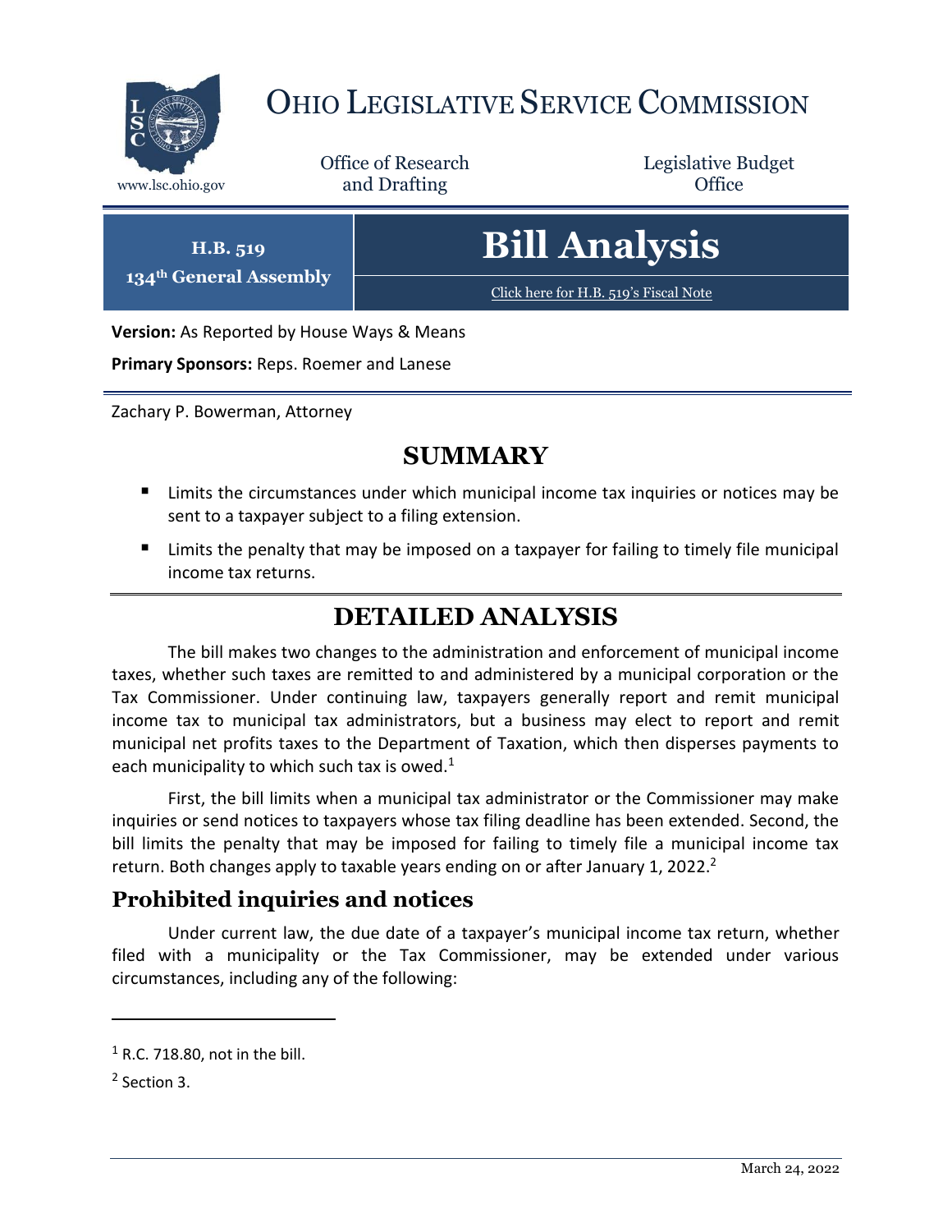# Ohio Legislative Service Commission

www.lsc.ohio.gov

Office of Research and Drafting

Legislative Budget Office

**H.B. 519**
**134th General Assembly**

# Bill Analysis

Click here for H.B. 519's Fiscal Note

**Version:** As Reported by House Ways & Means

**Primary Sponsors:** Reps. Roemer and Lanese

Zachary P. Bowerman, Attorney

## SUMMARY

- Limits the circumstances under which municipal income tax inquiries or notices may be sent to a taxpayer subject to a filing extension.
- Limits the penalty that may be imposed on a taxpayer for failing to timely file municipal income tax returns.

## DETAILED ANALYSIS

The bill makes two changes to the administration and enforcement of municipal income taxes, whether such taxes are remitted to and administered by a municipal corporation or the Tax Commissioner. Under continuing law, taxpayers generally report and remit municipal income tax to municipal tax administrators, but a business may elect to report and remit municipal net profits taxes to the Department of Taxation, which then disperses payments to each municipality to which such tax is owed.[1]

First, the bill limits when a municipal tax administrator or the Commissioner may make inquiries or send notices to taxpayers whose tax filing deadline has been extended. Second, the bill limits the penalty that may be imposed for failing to timely file a municipal income tax return. Both changes apply to taxable years ending on or after January 1, 2022.[2]

### Prohibited inquiries and notices

Under current law, the due date of a taxpayer's municipal income tax return, whether filed with a municipality or the Tax Commissioner, may be extended under various circumstances, including any of the following:

[1] R.C. 718.80, not in the bill.

[2] Section 3.

March 24, 2022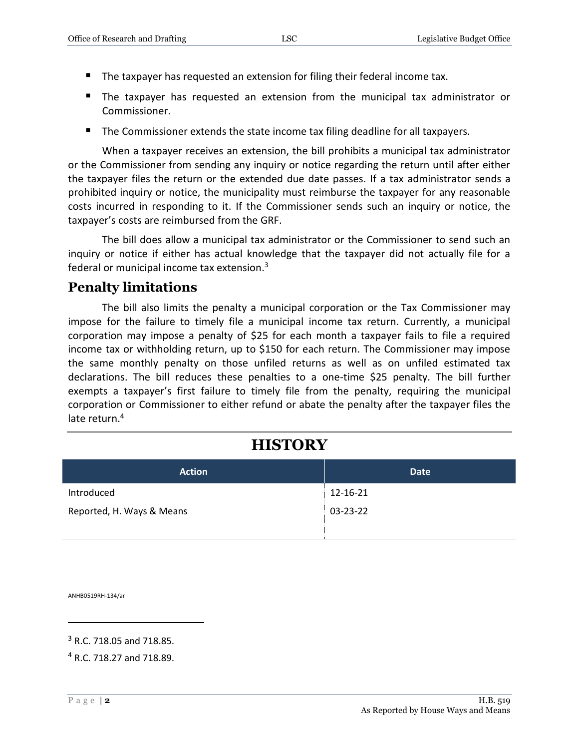- The taxpayer has requested an extension for filing their federal income tax.
- The taxpayer has requested an extension from the municipal tax administrator or Commissioner.
- The Commissioner extends the state income tax filing deadline for all taxpayers.

When a taxpayer receives an extension, the bill prohibits a municipal tax administrator or the Commissioner from sending any inquiry or notice regarding the return until after either the taxpayer files the return or the extended due date passes. If a tax administrator sends a prohibited inquiry or notice, the municipality must reimburse the taxpayer for any reasonable costs incurred in responding to it. If the Commissioner sends such an inquiry or notice, the taxpayer's costs are reimbursed from the GRF.

The bill does allow a municipal tax administrator or the Commissioner to send such an inquiry or notice if either has actual knowledge that the taxpayer did not actually file for a federal or municipal income tax extension.[3]

## Penalty limitations

The bill also limits the penalty a municipal corporation or the Tax Commissioner may impose for the failure to timely file a municipal income tax return. Currently, a municipal corporation may impose a penalty of $25 for each month a taxpayer fails to file a required income tax or withholding return, up to $150 for each return. The Commissioner may impose the same monthly penalty on those unfiled returns as well as on unfiled estimated tax declarations. The bill reduces these penalties to a one-time $25 penalty. The bill further exempts a taxpayer's first failure to timely file from the penalty, requiring the municipal corporation or Commissioner to either refund or abate the penalty after the taxpayer files the late return.[4]

# HISTORY

| Action | Date |
|---|---|
| Introduced | 12-16-21 |
| Reported, H. Ways & Means | 03-23-22 |

ANHB0519RH-134/ar

[3] R.C. 718.05 and 718.85.

[4] R.C. 718.27 and 718.89.